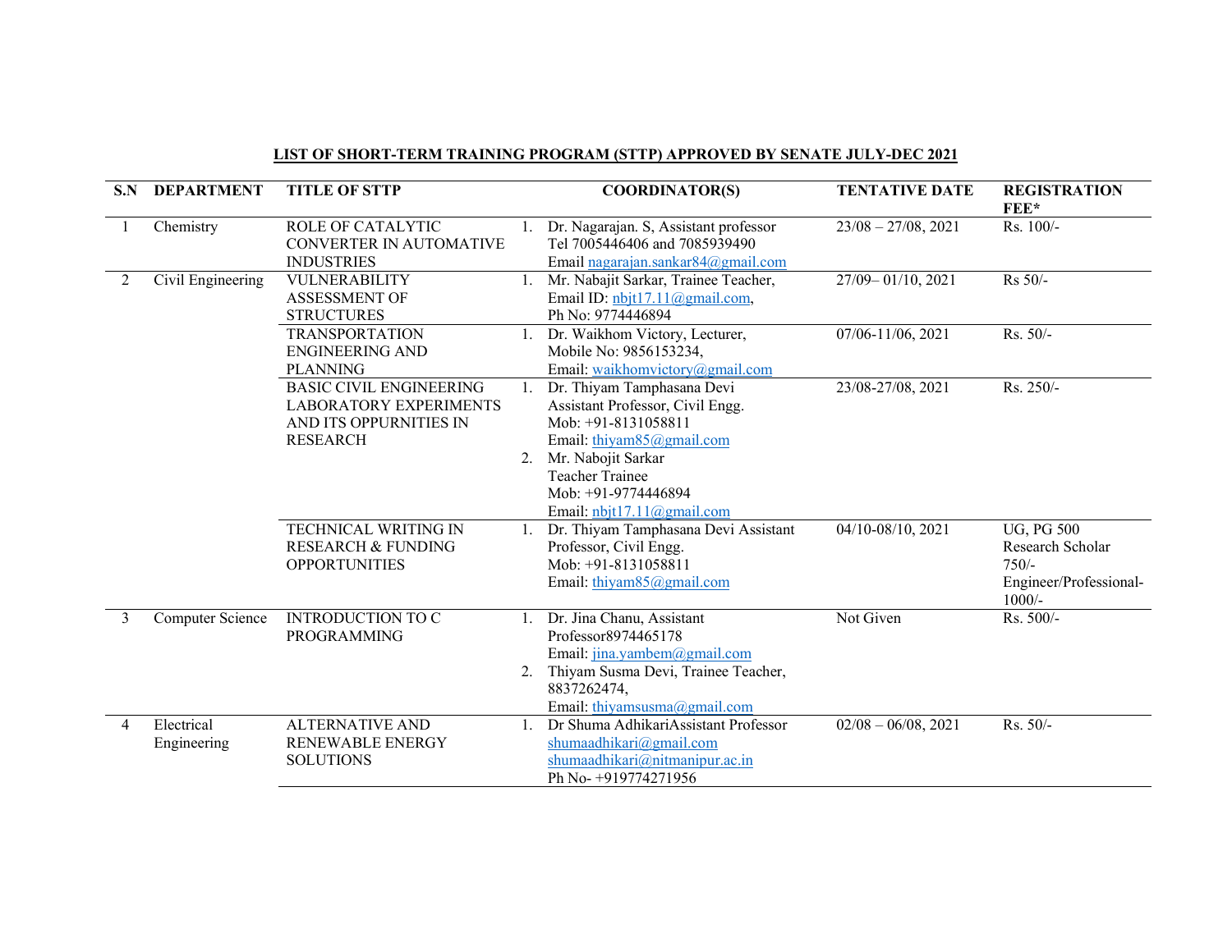**LIST OF SHORT-TERM TRAINING PROGRAM (STTP) APPROVED BY SENATE JULY-DEC 2021**

| S.N | DEPARTMENT | TITLE OF STTP | COORDINATOR(S) | TENTATIVE DATE | REGISTRATION FEE* |
|---|---|---|---|---|---|
| 1 | Chemistry | ROLE OF CATALYTIC CONVERTER IN AUTOMATIVE INDUSTRIES | 1. Dr. Nagarajan. S, Assistant professor Tel 7005446406 and 7085939490 Email nagarajan.sankar84@gmail.com | 23/08 – 27/08, 2021 | Rs. 100/- |
| 2 | Civil Engineering | VULNERABILITY ASSESSMENT OF STRUCTURES | 1. Mr. Nabajit Sarkar, Trainee Teacher, Email ID: nbjt17.11@gmail.com, Ph No: 9774446894 | 27/09– 01/10, 2021 | Rs 50/- |
| | | TRANSPORTATION ENGINEERING AND PLANNING | 1. Dr. Waikhom Victory, Lecturer, Mobile No: 9856153234, Email: waikhomvictory@gmail.com | 07/06-11/06, 2021 | Rs. 50/- |
| | | BASIC CIVIL ENGINEERING LABORATORY EXPERIMENTS AND ITS OPPURNITIES IN RESEARCH | 1. Dr. Thiyam Tamphasana Devi Assistant Professor, Civil Engg. Mob: +91-8131058811 Email: thiyam85@gmail.com<br>2. Mr. Nabojit Sarkar Teacher Trainee Mob: +91-9774446894 Email: nbjt17.11@gmail.com | 23/08-27/08, 2021 | Rs. 250/- |
| | | TECHNICAL WRITING IN RESEARCH & FUNDING OPPORTUNITIES | 1. Dr. Thiyam Tamphasana Devi Assistant Professor, Civil Engg. Mob: +91-8131058811 Email: thiyam85@gmail.com | 04/10-08/10, 2021 | UG, PG 500 Research Scholar 750/- Engineer/Professional-1000/- |
| 3 | Computer Science | INTRODUCTION TO C PROGRAMMING | 1. Dr. Jina Chanu, Assistant Professor8974465178 Email: jina.yambem@gmail.com<br>2. Thiyam Susma Devi, Trainee Teacher, 8837262474, Email: thiyamsusma@gmail.com | Not Given | Rs. 500/- |
| 4 | Electrical Engineering | ALTERNATIVE AND RENEWABLE ENERGY SOLUTIONS | 1. Dr Shuma AdhikariAssistant Professor shumaadhikari@gmail.com shumaadhikari@nitmanipur.ac.in Ph No- +919774271956 | 02/08 – 06/08, 2021 | Rs. 50/- |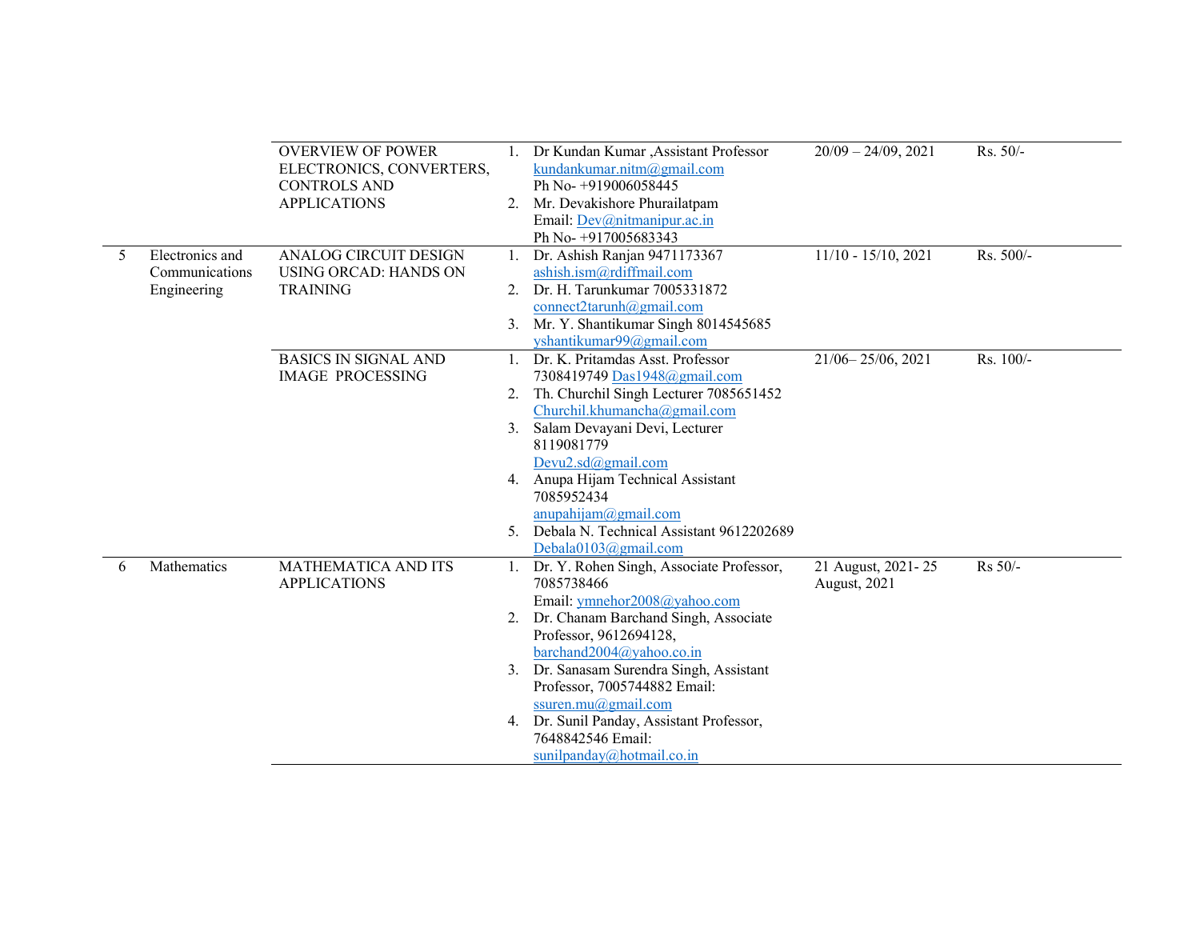| | | | | | |
|---|---|---|---|---|---|
| | | OVERVIEW OF POWER ELECTRONICS, CONVERTERS, CONTROLS AND APPLICATIONS | 1. Dr Kundan Kumar ,Assistant Professor kundankumar.nitm@gmail.com Ph No- +919006058445<br>2. Mr. Devakishore Phurailatpam Email: Dev@nitmanipur.ac.in Ph No- +917005683343 | 20/09 – 24/09, 2021 | Rs. 50/- |
| 5 | Electronics and Communications Engineering | ANALOG CIRCUIT DESIGN USING ORCAD: HANDS ON TRAINING | 1. Dr. Ashish Ranjan 9471173367 ashish.ism@rdiffmail.com<br>2. Dr. H. Tarunkumar 7005331872 connect2tarunh@gmail.com<br>3. Mr. Y. Shantikumar Singh 8014545685 yshantikumar99@gmail.com | 11/10 - 15/10, 2021 | Rs. 500/- |
| | | BASICS IN SIGNAL AND IMAGE PROCESSING | 1. Dr. K. Pritamdas Asst. Professor 7308419749 Das1948@gmail.com<br>2. Th. Churchil Singh Lecturer 7085651452 Churchil.khumancha@gmail.com<br>3. Salam Devayani Devi, Lecturer 8119081779 Devu2.sd@gmail.com<br>4. Anupa Hijam Technical Assistant 7085952434 anupahijam@gmail.com<br>5. Debala N. Technical Assistant 9612202689 Debala0103@gmail.com | 21/06– 25/06, 2021 | Rs. 100/- |
| 6 | Mathematics | MATHEMATICA AND ITS APPLICATIONS | 1. Dr. Y. Rohen Singh, Associate Professor, 7085738466 Email: ymnehor2008@yahoo.com<br>2. Dr. Chanam Barchand Singh, Associate Professor, 9612694128, barchand2004@yahoo.co.in<br>3. Dr. Sanasam Surendra Singh, Assistant Professor, 7005744882 Email: ssuren.mu@gmail.com<br>4. Dr. Sunil Panday, Assistant Professor, 7648842546 Email: sunilpanday@hotmail.co.in | 21 August, 2021- 25 August, 2021 | Rs 50/- |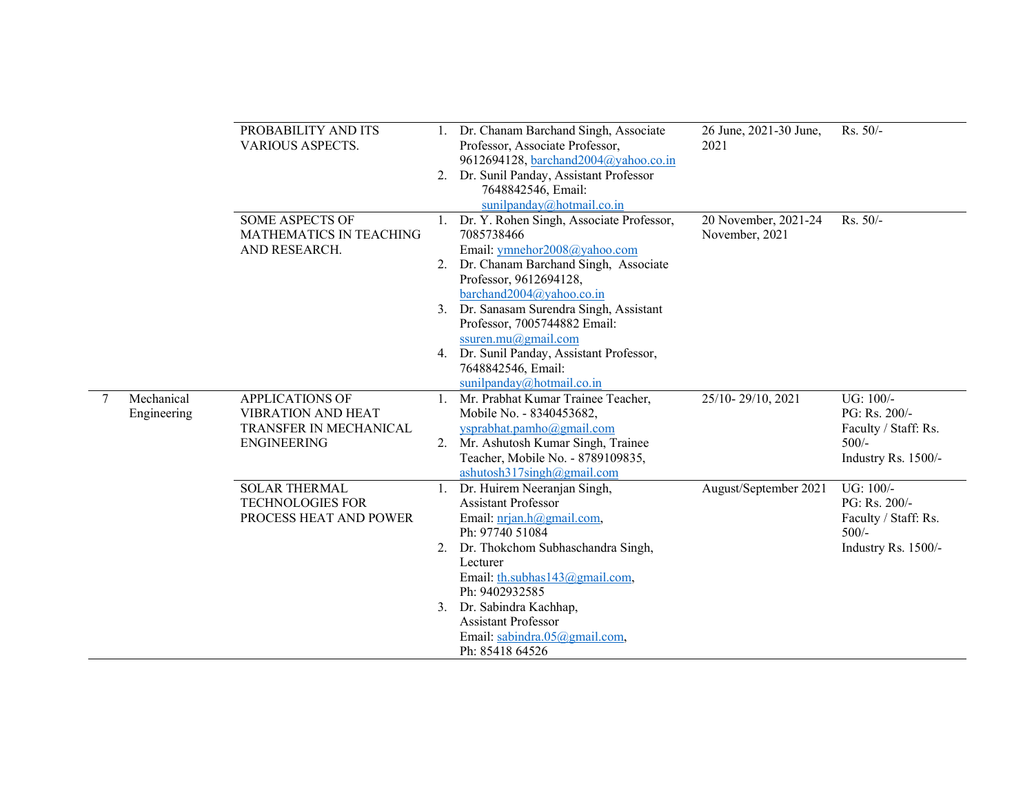| | | | | | |
|---|---|---|---|---|---|
| | | PROBABILITY AND ITS VARIOUS ASPECTS. | 1. Dr. Chanam Barchand Singh, Associate Professor, Associate Professor, 9612694128, barchand2004@yahoo.co.in<br>2. Dr. Sunil Panday, Assistant Professor 7648842546, Email: sunilpanday@hotmail.co.in | 26 June, 2021-30 June, 2021 | Rs. 50/- |
| | | SOME ASPECTS OF MATHEMATICS IN TEACHING AND RESEARCH. | 1. Dr. Y. Rohen Singh, Associate Professor, 7085738466 Email: ymnehor2008@yahoo.com<br>2. Dr. Chanam Barchand Singh, Associate Professor, 9612694128, barchand2004@yahoo.co.in<br>3. Dr. Sanasam Surendra Singh, Assistant Professor, 7005744882 Email: ssuren.mu@gmail.com<br>4. Dr. Sunil Panday, Assistant Professor, 7648842546, Email: sunilpanday@hotmail.co.in | 20 November, 2021-24 November, 2021 | Rs. 50/- |
| 7 | Mechanical Engineering | APPLICATIONS OF VIBRATION AND HEAT TRANSFER IN MECHANICAL ENGINEERING | 1. Mr. Prabhat Kumar Trainee Teacher, Mobile No. - 8340453682, ysprabhat.pamho@gmail.com<br>2. Mr. Ashutosh Kumar Singh, Trainee Teacher, Mobile No. - 8789109835, ashutosh317singh@gmail.com | 25/10- 29/10, 2021 | UG: 100/-<br>PG: Rs. 200/-<br>Faculty / Staff: Rs. 500/-<br>Industry Rs. 1500/- |
| | | SOLAR THERMAL TECHNOLOGIES FOR PROCESS HEAT AND POWER | 1. Dr. Huirem Neeranjan Singh, Assistant Professor Email: nrjan.h@gmail.com, Ph: 97740 51084<br>2. Dr. Thokchom Subhaschandra Singh, Lecturer Email: th.subhas143@gmail.com, Ph: 9402932585<br>3. Dr. Sabindra Kachhap, Assistant Professor Email: sabindra.05@gmail.com, Ph: 85418 64526 | August/September 2021 | UG: 100/-<br>PG: Rs. 200/-<br>Faculty / Staff: Rs. 500/-<br>Industry Rs. 1500/- |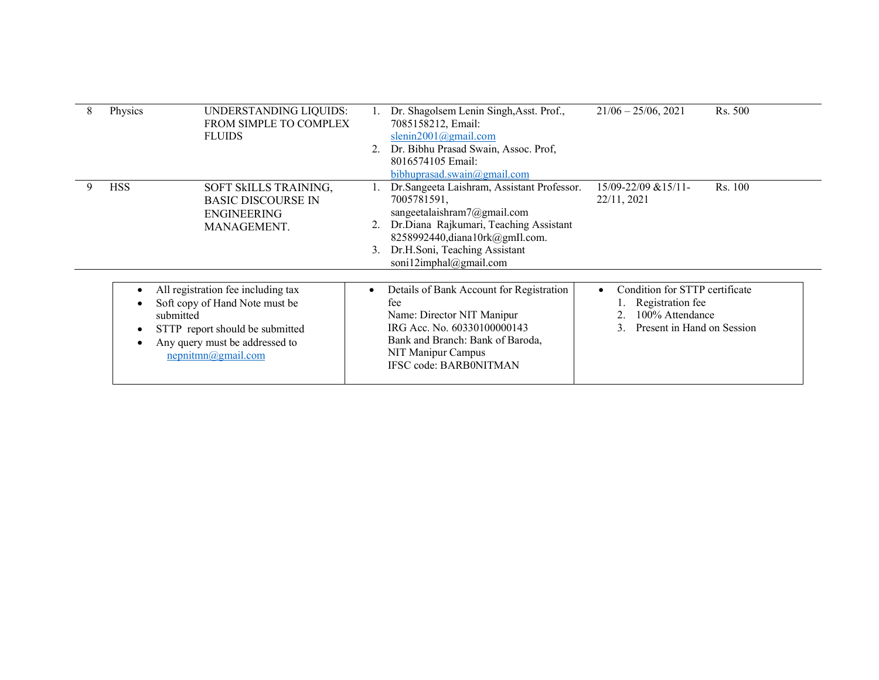| | | | | | |
|---|---|---|---|---|---|
| 8 | Physics | UNDERSTANDING LIQUIDS: FROM SIMPLE TO COMPLEX FLUIDS | 1. Dr. Shagolsem Lenin Singh,Asst. Prof., 7085158212, Email: slenin2001@gmail.com<br>2. Dr. Bibhu Prasad Swain, Assoc. Prof, 8016574105 Email: bibhuprasad.swain@gmail.com | 21/06 – 25/06, 2021 | Rs. 500 |
| 9 | HSS | SOFT SkILLS TRAINING, BASIC DISCOURSE IN ENGINEERING MANAGEMENT. | 1. Dr.Sangeeta Laishram, Assistant Professor. 7005781591, sangeetalaishram7@gmail.com<br>2. Dr.Diana Rajkumari, Teaching Assistant 8258992440,diana10rk@gmIl.com.<br>3. Dr.H.Soni, Teaching Assistant soni12imphal@gmail.com | 15/09-22/09 &15/11-22/11, 2021 | Rs. 100 |

| | | |
|---|---|---|
| • All registration fee including tax<br>• Soft copy of Hand Note must be submitted<br>• STTP report should be submitted<br>• Any query must be addressed to nepnitmn@gmail.com | • Details of Bank Account for Registration fee<br>Name: Director NIT Manipur<br>IRG Acc. No. 60330100000143<br>Bank and Branch: Bank of Baroda, NIT Manipur Campus<br>IFSC code: BARB0NITMAN | • Condition for STTP certificate<br>1. Registration fee<br>2. 100% Attendance<br>3. Present in Hand on Session |